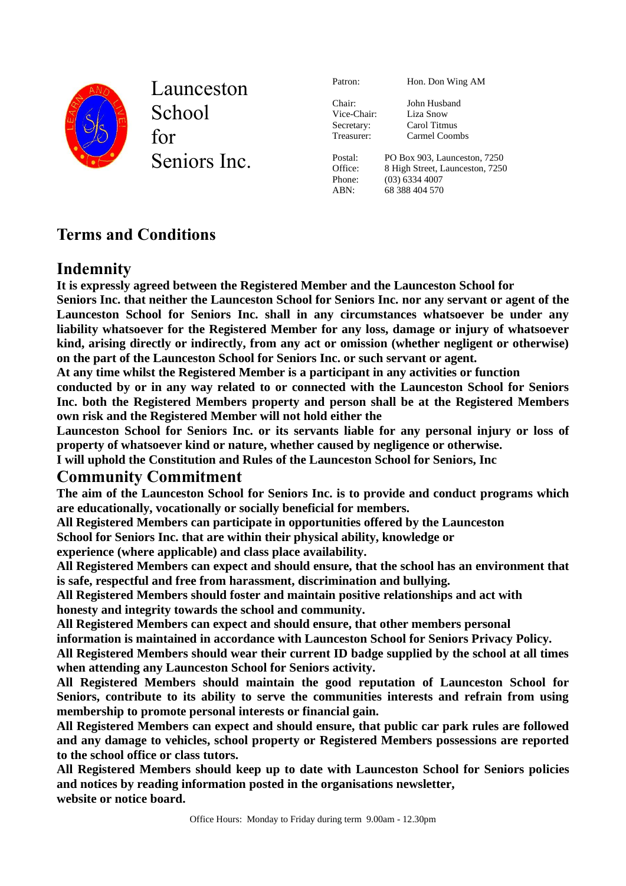Launceston School for Seniors Inc.

| | |
|---|---|
| Patron: | Hon. Don Wing AM |
| Chair: | John Husband |
| Vice-Chair: | Liza Snow |
| Secretary: | Carol Titmus |
| Treasurer: | Carmel Coombs |
| Postal: | PO Box 903, Launceston, 7250 |
| Office: | 8 High Street, Launceston, 7250 |
| Phone: | (03) 6334 4007 |
| ABN: | 68 388 404 570 |

# Terms and Conditions

## Indemnity

**It is expressly agreed between the Registered Member and the Launceston School for Seniors Inc. that neither the Launceston School for Seniors Inc. nor any servant or agent of the Launceston School for Seniors Inc. shall in any circumstances whatsoever be under any liability whatsoever for the Registered Member for any loss, damage or injury of whatsoever kind, arising directly or indirectly, from any act or omission (whether negligent or otherwise) on the part of the Launceston School for Seniors Inc. or such servant or agent.**

**At any time whilst the Registered Member is a participant in any activities or function conducted by or in any way related to or connected with the Launceston School for Seniors Inc. both the Registered Members property and person shall be at the Registered Members own risk and the Registered Member will not hold either the Launceston School for Seniors Inc. or its servants liable for any personal injury or loss of property of whatsoever kind or nature, whether caused by negligence or otherwise.**

**I will uphold the Constitution and Rules of the Launceston School for Seniors, Inc**

## Community Commitment

**The aim of the Launceston School for Seniors Inc. is to provide and conduct programs which are educationally, vocationally or socially beneficial for members.**

**All Registered Members can participate in opportunities offered by the Launceston School for Seniors Inc. that are within their physical ability, knowledge or experience (where applicable) and class place availability.**

**All Registered Members can expect and should ensure, that the school has an environment that is safe, respectful and free from harassment, discrimination and bullying.**

**All Registered Members should foster and maintain positive relationships and act with honesty and integrity towards the school and community.**

**All Registered Members can expect and should ensure, that other members personal information is maintained in accordance with Launceston School for Seniors Privacy Policy.**

**All Registered Members should wear their current ID badge supplied by the school at all times when attending any Launceston School for Seniors activity.**

**All Registered Members should maintain the good reputation of Launceston School for Seniors, contribute to its ability to serve the communities interests and refrain from using membership to promote personal interests or financial gain.**

**All Registered Members can expect and should ensure, that public car park rules are followed and any damage to vehicles, school property or Registered Members possessions are reported to the school office or class tutors.**

**All Registered Members should keep up to date with Launceston School for Seniors policies and notices by reading information posted in the organisations newsletter, website or notice board.**

Office Hours: Monday to Friday during term 9.00am - 12.30pm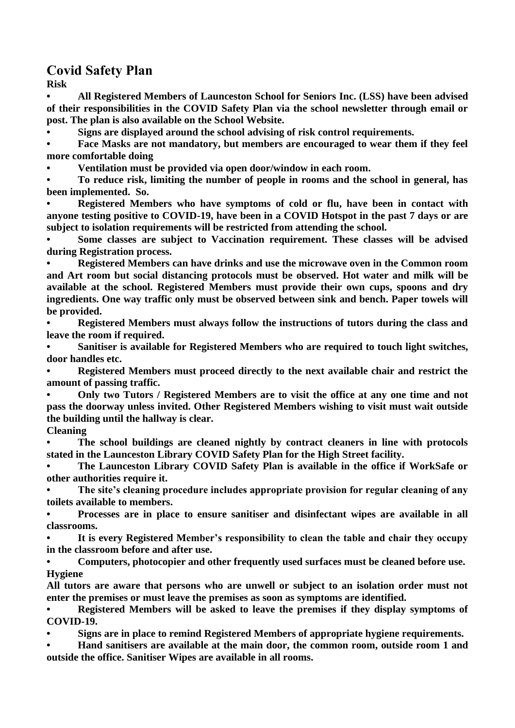# Covid Safety Plan

**Risk**

- **All Registered Members of Launceston School for Seniors Inc. (LSS) have been advised of their responsibilities in the COVID Safety Plan via the school newsletter through email or post. The plan is also available on the School Website.**
- **Signs are displayed around the school advising of risk control requirements.**
- **Face Masks are not mandatory, but members are encouraged to wear them if they feel more comfortable doing**
- **Ventilation must be provided via open door/window in each room.**
- **To reduce risk, limiting the number of people in rooms and the school in general, has been implemented. So.**
- **Registered Members who have symptoms of cold or flu, have been in contact with anyone testing positive to COVID-19, have been in a COVID Hotspot in the past 7 days or are subject to isolation requirements will be restricted from attending the school.**
- **Some classes are subject to Vaccination requirement. These classes will be advised during Registration process.**
- **Registered Members can have drinks and use the microwave oven in the Common room and Art room but social distancing protocols must be observed. Hot water and milk will be available at the school. Registered Members must provide their own cups, spoons and dry ingredients. One way traffic only must be observed between sink and bench. Paper towels will be provided.**
- **Registered Members must always follow the instructions of tutors during the class and leave the room if required.**
- **Sanitiser is available for Registered Members who are required to touch light switches, door handles etc.**
- **Registered Members must proceed directly to the next available chair and restrict the amount of passing traffic.**
- **Only two Tutors / Registered Members are to visit the office at any one time and not pass the doorway unless invited. Other Registered Members wishing to visit must wait outside the building until the hallway is clear.**

**Cleaning**

- **The school buildings are cleaned nightly by contract cleaners in line with protocols stated in the Launceston Library COVID Safety Plan for the High Street facility.**
- **The Launceston Library COVID Safety Plan is available in the office if WorkSafe or other authorities require it.**
- **The site's cleaning procedure includes appropriate provision for regular cleaning of any toilets available to members.**
- **Processes are in place to ensure sanitiser and disinfectant wipes are available in all classrooms.**
- **It is every Registered Member's responsibility to clean the table and chair they occupy in the classroom before and after use.**
- **Computers, photocopier and other frequently used surfaces must be cleaned before use.**

**Hygiene**

**All tutors are aware that persons who are unwell or subject to an isolation order must not enter the premises or must leave the premises as soon as symptoms are identified.**

- **Registered Members will be asked to leave the premises if they display symptoms of COVID-19.**
- **Signs are in place to remind Registered Members of appropriate hygiene requirements.**
- **Hand sanitisers are available at the main door, the common room, outside room 1 and outside the office. Sanitiser Wipes are available in all rooms.**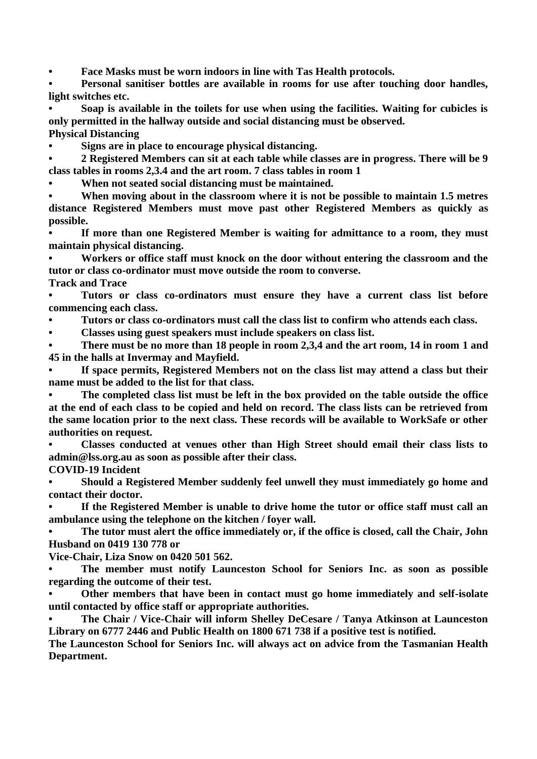- **Face Masks must be worn indoors in line with Tas Health protocols.**
- **Personal sanitiser bottles are available in rooms for use after touching door handles, light switches etc.**
- **Soap is available in the toilets for use when using the facilities. Waiting for cubicles is only permitted in the hallway outside and social distancing must be observed.**

**Physical Distancing**

- **Signs are in place to encourage physical distancing.**
- **2 Registered Members can sit at each table while classes are in progress. There will be 9 class tables in rooms 2,3.4 and the art room. 7 class tables in room 1**
- **When not seated social distancing must be maintained.**
- **When moving about in the classroom where it is not be possible to maintain 1.5 metres distance Registered Members must move past other Registered Members as quickly as possible.**
- **If more than one Registered Member is waiting for admittance to a room, they must maintain physical distancing.**
- **Workers or office staff must knock on the door without entering the classroom and the tutor or class co-ordinator must move outside the room to converse.**

**Track and Trace**

- **Tutors or class co-ordinators must ensure they have a current class list before commencing each class.**
- **Tutors or class co-ordinators must call the class list to confirm who attends each class.**
- **Classes using guest speakers must include speakers on class list.**
- **There must be no more than 18 people in room 2,3,4 and the art room, 14 in room 1 and 45 in the halls at Invermay and Mayfield.**
- **If space permits, Registered Members not on the class list may attend a class but their name must be added to the list for that class.**
- **The completed class list must be left in the box provided on the table outside the office at the end of each class to be copied and held on record. The class lists can be retrieved from the same location prior to the next class. These records will be available to WorkSafe or other authorities on request.**
- **Classes conducted at venues other than High Street should email their class lists to admin@lss.org.au as soon as possible after their class.**

**COVID-19 Incident**

- **Should a Registered Member suddenly feel unwell they must immediately go home and contact their doctor.**
- **If the Registered Member is unable to drive home the tutor or office staff must call an ambulance using the telephone on the kitchen / foyer wall.**
- **The tutor must alert the office immediately or, if the office is closed, call the Chair, John Husband on 0419 130 778 or**

  **Vice-Chair, Liza Snow on 0420 501 562.**
- **The member must notify Launceston School for Seniors Inc. as soon as possible regarding the outcome of their test.**
- **Other members that have been in contact must go home immediately and self-isolate until contacted by office staff or appropriate authorities.**
- **The Chair / Vice-Chair will inform Shelley DeCesare / Tanya Atkinson at Launceston Library on 6777 2446 and Public Health on 1800 671 738 if a positive test is notified.**

**The Launceston School for Seniors Inc. will always act on advice from the Tasmanian Health Department.**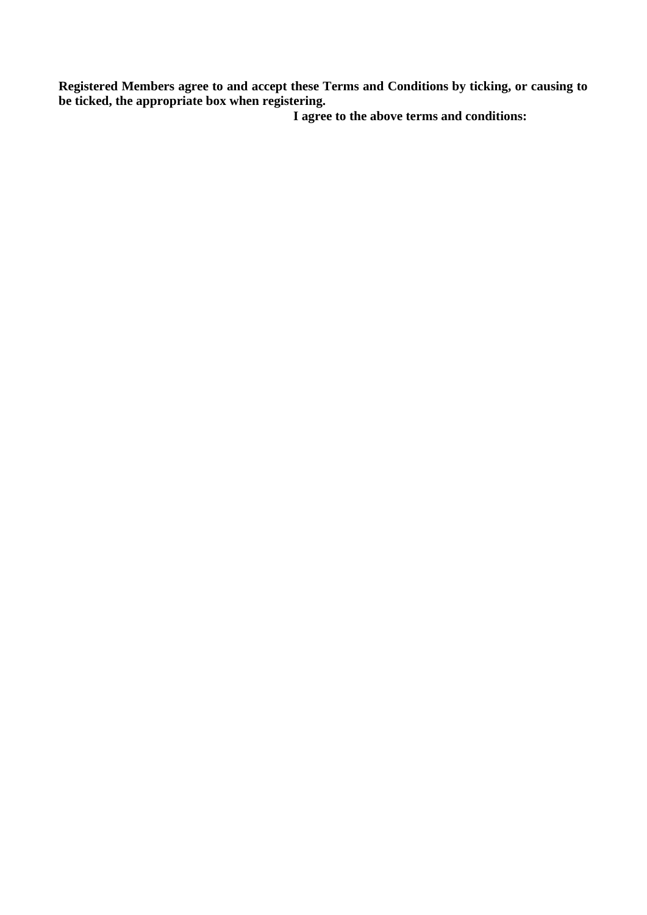**Registered Members agree to and accept these Terms and Conditions by ticking, or causing to be ticked, the appropriate box when registering.**

**I agree to the above terms and conditions:**